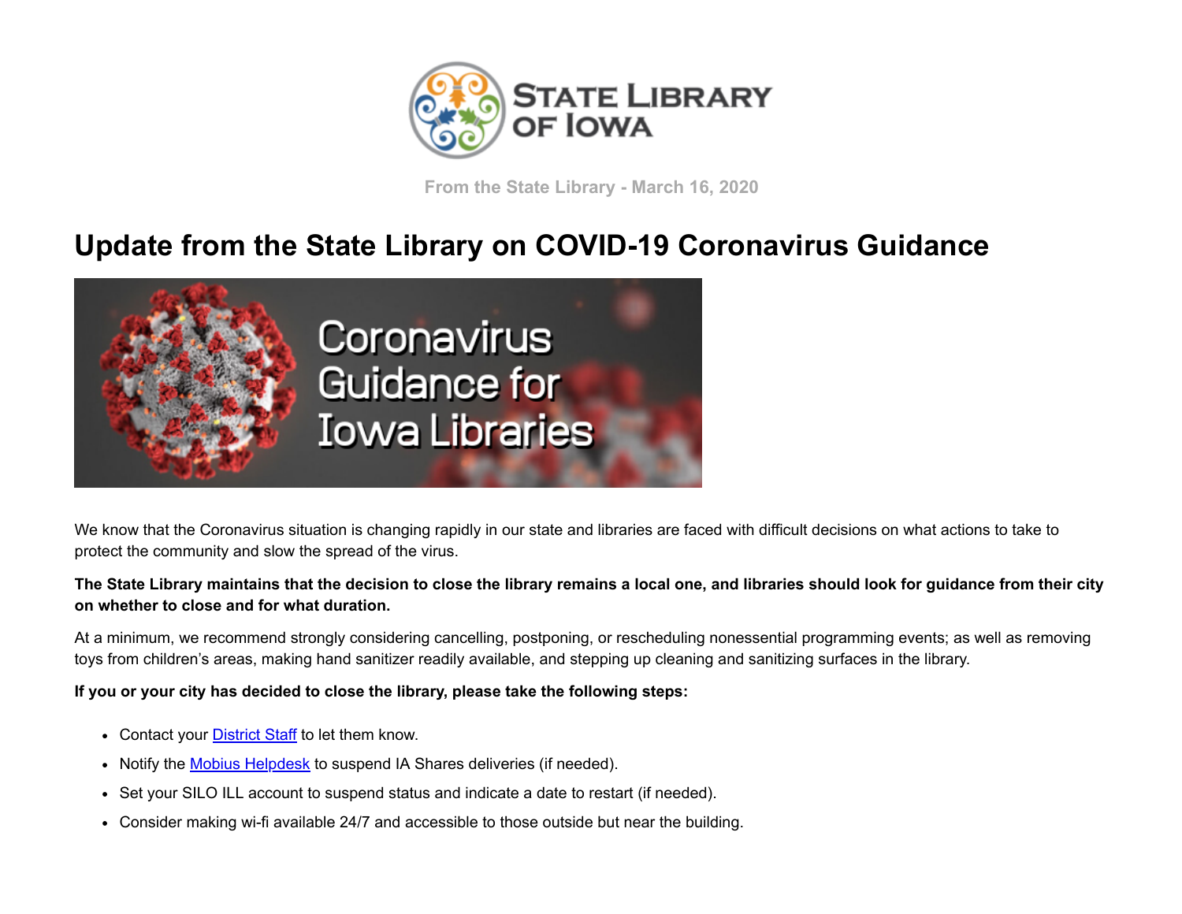STATE LIBRARY OF IOWA

From the State Library - March 16, 2020

# Update from the State Library on COVID-19 Coronavirus Guidance

Coronavirus Guidance for Iowa Libraries

We know that the Coronavirus situation is changing rapidly in our state and libraries are faced with difficult decisions on what actions to take to protect the community and slow the spread of the virus.

**The State Library maintains that the decision to close the library remains a local one, and libraries should look for guidance from their city on whether to close and for what duration.**

At a minimum, we recommend strongly considering cancelling, postponing, or rescheduling nonessential programming events; as well as removing toys from children's areas, making hand sanitizer readily available, and stepping up cleaning and sanitizing surfaces in the library.

**If you or your city has decided to close the library, please take the following steps:**

- Contact your District Staff to let them know.
- Notify the Mobius Helpdesk to suspend IA Shares deliveries (if needed).
- Set your SILO ILL account to suspend status and indicate a date to restart (if needed).
- Consider making wi-fi available 24/7 and accessible to those outside but near the building.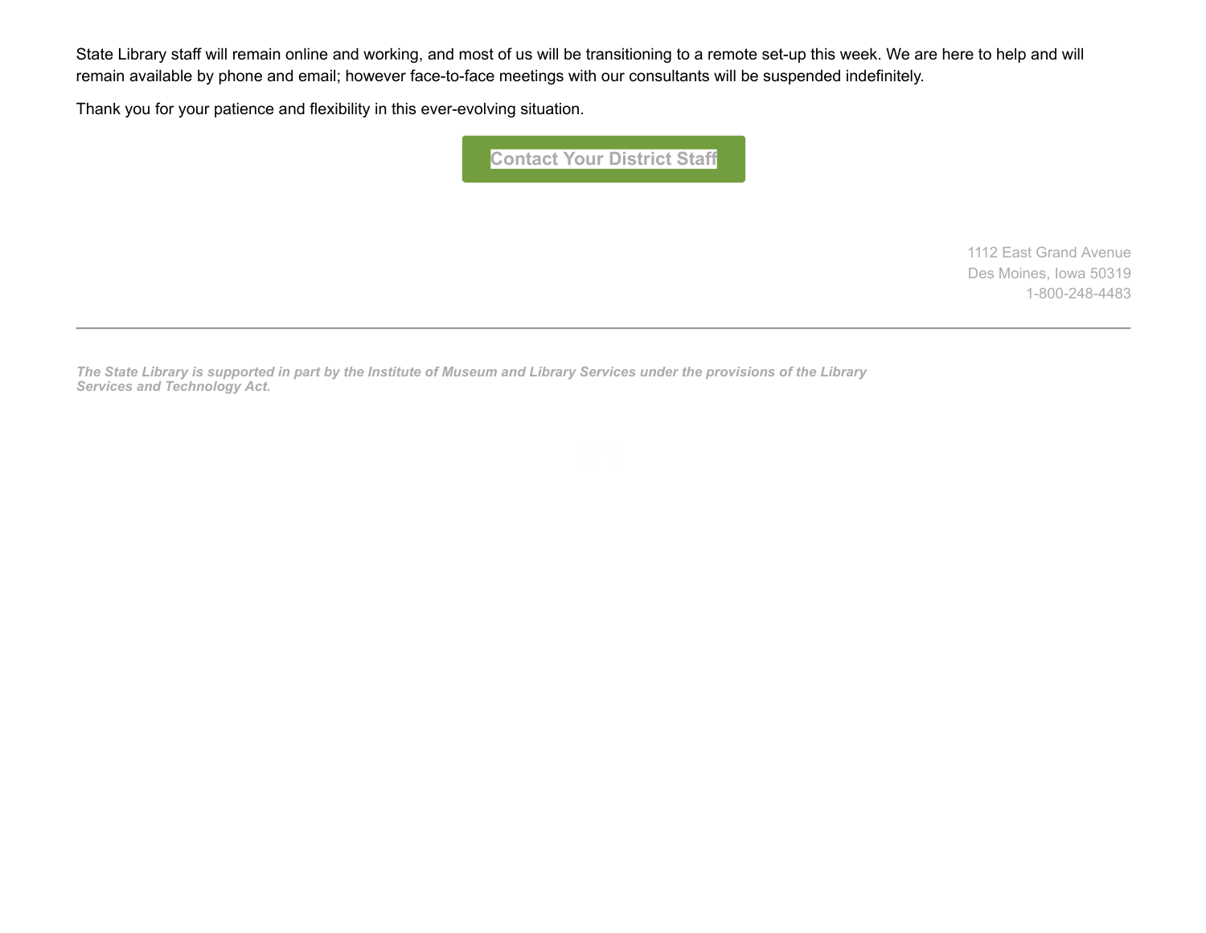State Library staff will remain online and working, and most of us will be transitioning to a remote set-up this week. We are here to help and will remain available by phone and email; however face-to-face meetings with our consultants will be suspended indefinitely.

Thank you for your patience and flexibility in this ever-evolving situation.

**Contact Your District Staff**

1112 East Grand Avenue
Des Moines, Iowa 50319
1-800-248-4483

---

***The State Library is supported in part by the Institute of Museum and Library Services under the provisions of the Library Services and Technology Act.***